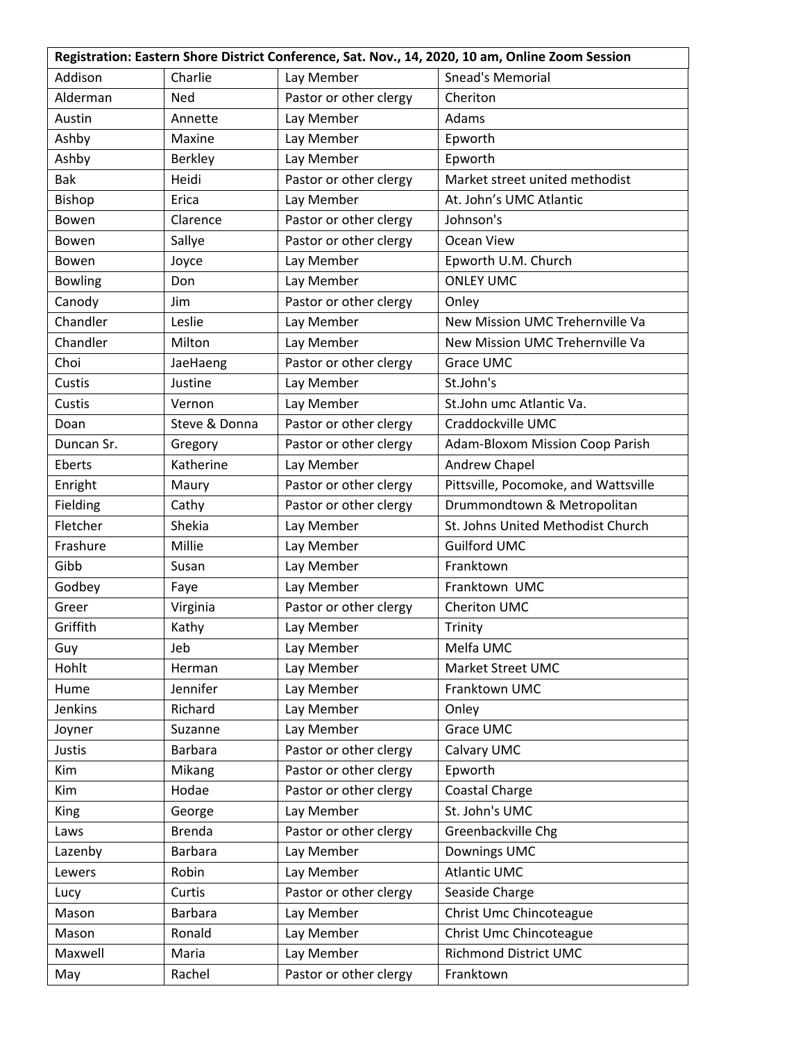| Registration: Eastern Shore District Conference, Sat. Nov., 14, 2020, 10 am, Online Zoom Session | | | |
|---|---|---|---|
| Addison | Charlie | Lay Member | Snead's Memorial |
| Alderman | Ned | Pastor or other clergy | Cheriton |
| Austin | Annette | Lay Member | Adams |
| Ashby | Maxine | Lay Member | Epworth |
| Ashby | Berkley | Lay Member | Epworth |
| Bak | Heidi | Pastor or other clergy | Market street united methodist |
| Bishop | Erica | Lay Member | At. John's UMC Atlantic |
| Bowen | Clarence | Pastor or other clergy | Johnson's |
| Bowen | Sallye | Pastor or other clergy | Ocean View |
| Bowen | Joyce | Lay Member | Epworth U.M. Church |
| Bowling | Don | Lay Member | ONLEY UMC |
| Canody | Jim | Pastor or other clergy | Onley |
| Chandler | Leslie | Lay Member | New Mission UMC Trehernville Va |
| Chandler | Milton | Lay Member | New Mission UMC Trehernville Va |
| Choi | JaeHaeng | Pastor or other clergy | Grace UMC |
| Custis | Justine | Lay Member | St.John's |
| Custis | Vernon | Lay Member | St.John umc Atlantic Va. |
| Doan | Steve & Donna | Pastor or other clergy | Craddockville UMC |
| Duncan Sr. | Gregory | Pastor or other clergy | Adam-Bloxom Mission Coop Parish |
| Eberts | Katherine | Lay Member | Andrew Chapel |
| Enright | Maury | Pastor or other clergy | Pittsville, Pocomoke, and Wattsville |
| Fielding | Cathy | Pastor or other clergy | Drummondtown & Metropolitan |
| Fletcher | Shekia | Lay Member | St. Johns United Methodist Church |
| Frashure | Millie | Lay Member | Guilford UMC |
| Gibb | Susan | Lay Member | Franktown |
| Godbey | Faye | Lay Member | Franktown UMC |
| Greer | Virginia | Pastor or other clergy | Cheriton UMC |
| Griffith | Kathy | Lay Member | Trinity |
| Guy | Jeb | Lay Member | Melfa UMC |
| Hohlt | Herman | Lay Member | Market Street UMC |
| Hume | Jennifer | Lay Member | Franktown UMC |
| Jenkins | Richard | Lay Member | Onley |
| Joyner | Suzanne | Lay Member | Grace UMC |
| Justis | Barbara | Pastor or other clergy | Calvary UMC |
| Kim | Mikang | Pastor or other clergy | Epworth |
| Kim | Hodae | Pastor or other clergy | Coastal Charge |
| King | George | Lay Member | St. John's UMC |
| Laws | Brenda | Pastor or other clergy | Greenbackville Chg |
| Lazenby | Barbara | Lay Member | Downings UMC |
| Lewers | Robin | Lay Member | Atlantic UMC |
| Lucy | Curtis | Pastor or other clergy | Seaside Charge |
| Mason | Barbara | Lay Member | Christ Umc Chincoteague |
| Mason | Ronald | Lay Member | Christ Umc Chincoteague |
| Maxwell | Maria | Lay Member | Richmond District UMC |
| May | Rachel | Pastor or other clergy | Franktown |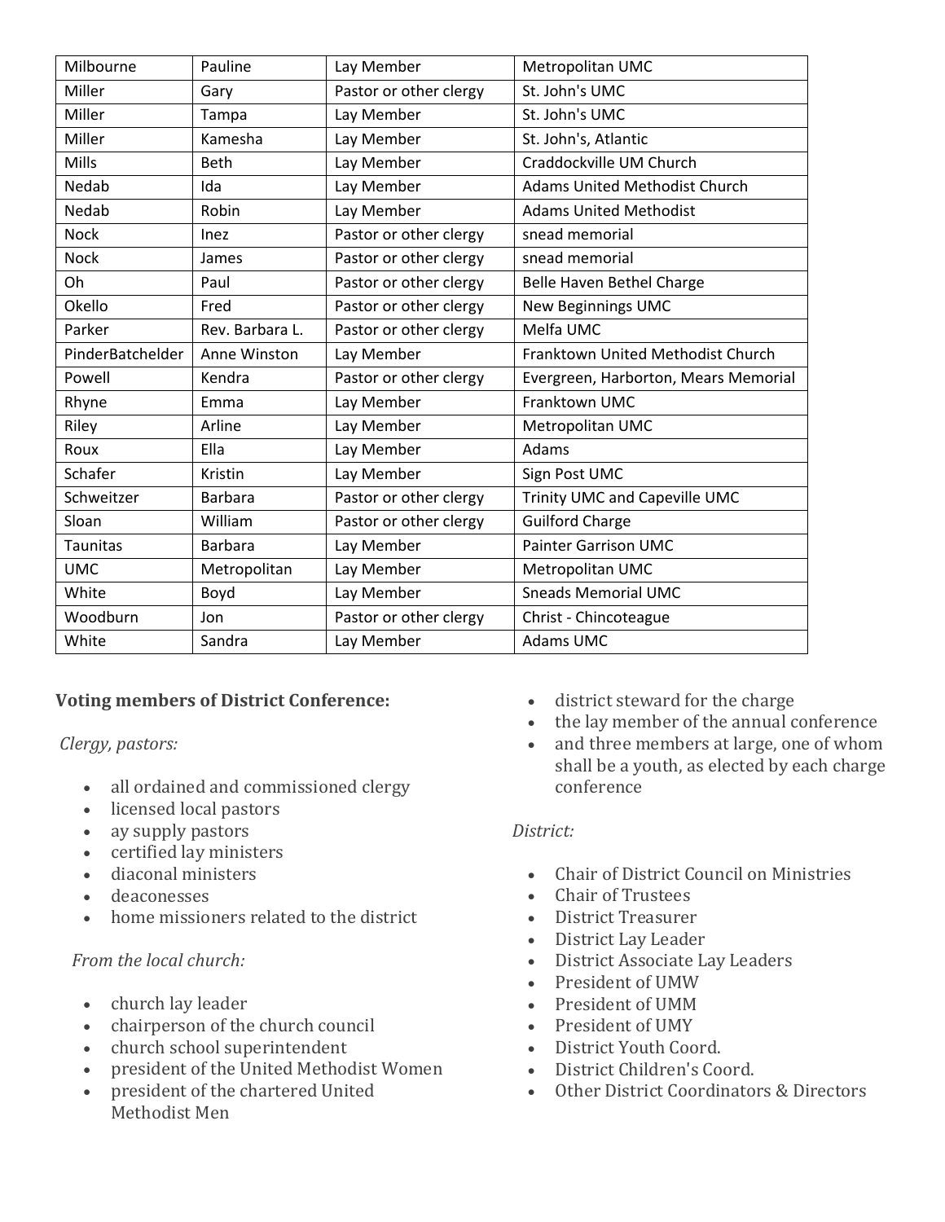| | | | |
|---|---|---|---|
| Milbourne | Pauline | Lay Member | Metropolitan UMC |
| Miller | Gary | Pastor or other clergy | St. John's UMC |
| Miller | Tampa | Lay Member | St. John's UMC |
| Miller | Kamesha | Lay Member | St. John's, Atlantic |
| Mills | Beth | Lay Member | Craddockville UM Church |
| Nedab | Ida | Lay Member | Adams United Methodist Church |
| Nedab | Robin | Lay Member | Adams United Methodist |
| Nock | Inez | Pastor or other clergy | snead memorial |
| Nock | James | Pastor or other clergy | snead memorial |
| Oh | Paul | Pastor or other clergy | Belle Haven Bethel Charge |
| Okello | Fred | Pastor or other clergy | New Beginnings UMC |
| Parker | Rev. Barbara L. | Pastor or other clergy | Melfa UMC |
| PinderBatchelder | Anne Winston | Lay Member | Franktown United Methodist Church |
| Powell | Kendra | Pastor or other clergy | Evergreen, Harborton, Mears Memorial |
| Rhyne | Emma | Lay Member | Franktown UMC |
| Riley | Arline | Lay Member | Metropolitan UMC |
| Roux | Ella | Lay Member | Adams |
| Schafer | Kristin | Lay Member | Sign Post UMC |
| Schweitzer | Barbara | Pastor or other clergy | Trinity UMC and Capeville UMC |
| Sloan | William | Pastor or other clergy | Guilford Charge |
| Taunitas | Barbara | Lay Member | Painter Garrison UMC |
| UMC | Metropolitan | Lay Member | Metropolitan UMC |
| White | Boyd | Lay Member | Sneads Memorial UMC |
| Woodburn | Jon | Pastor or other clergy | Christ - Chincoteague |
| White | Sandra | Lay Member | Adams UMC |

**Voting members of District Conference:**

*Clergy, pastors:*

- all ordained and commissioned clergy
- licensed local pastors
- ay supply pastors
- certified lay ministers
- diaconal ministers
- deaconesses
- home missioners related to the district

*From the local church:*

- church lay leader
- chairperson of the church council
- church school superintendent
- president of the United Methodist Women
- president of the chartered United Methodist Men
- district steward for the charge
- the lay member of the annual conference
- and three members at large, one of whom shall be a youth, as elected by each charge conference

*District:*

- Chair of District Council on Ministries
- Chair of Trustees
- District Treasurer
- District Lay Leader
- District Associate Lay Leaders
- President of UMW
- President of UMM
- President of UMY
- District Youth Coord.
- District Children's Coord.
- Other District Coordinators & Directors